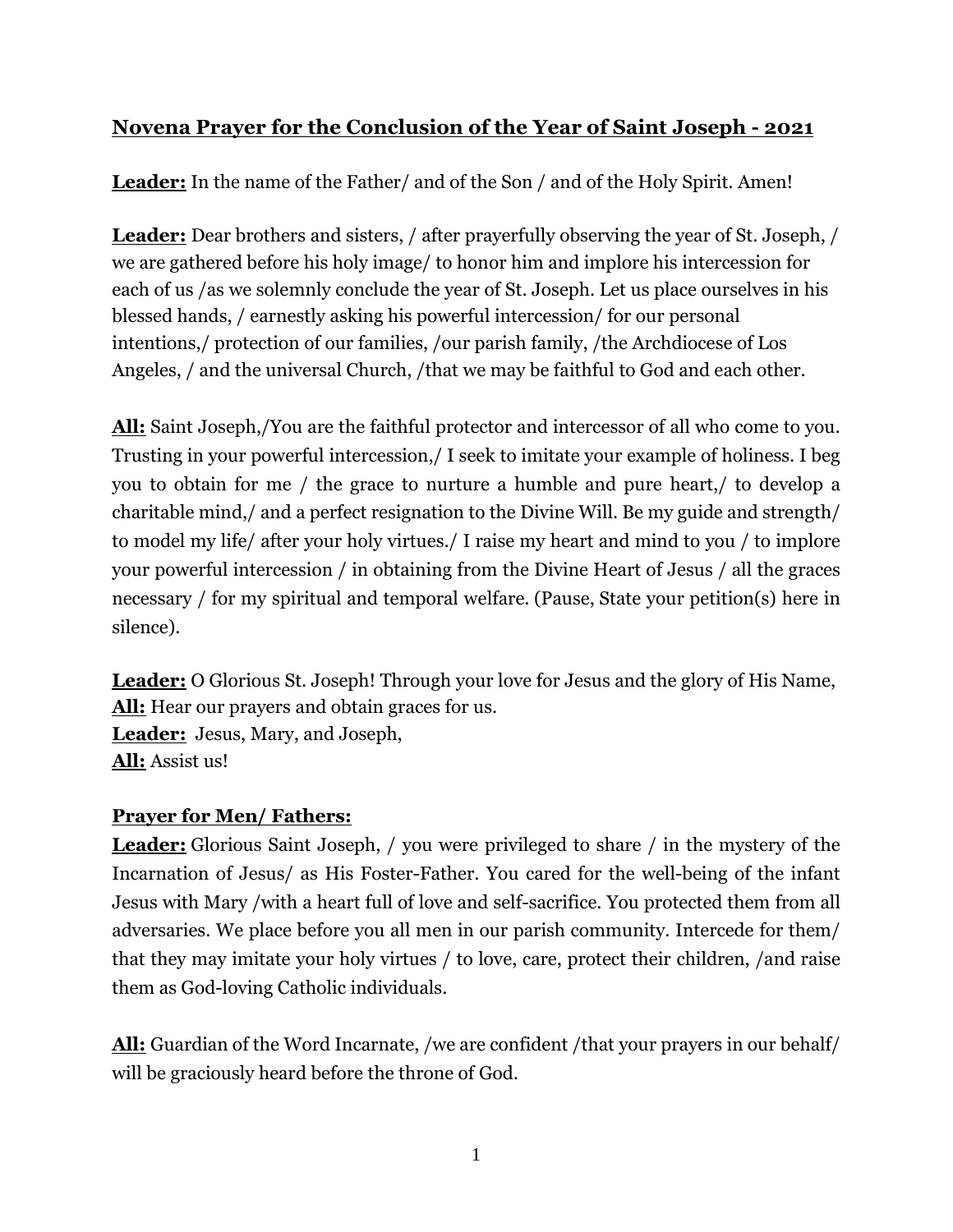## **Novena Prayer for the Conclusion of the Year of Saint Joseph - 2021**

**Leader:** In the name of the Father/ and of the Son / and of the Holy Spirit. Amen!

**Leader:** Dear brothers and sisters, / after prayerfully observing the year of St. Joseph, / we are gathered before his holy image/ to honor him and implore his intercession for each of us /as we solemnly conclude the year of St. Joseph. Let us place ourselves in his blessed hands, / earnestly asking his powerful intercession/ for our personal intentions,/ protection of our families, /our parish family, /the Archdiocese of Los Angeles, / and the universal Church, /that we may be faithful to God and each other.

**All:** Saint Joseph,/You are the faithful protector and intercessor of all who come to you. Trusting in your powerful intercession,/ I seek to imitate your example of holiness. I beg you to obtain for me / the grace to nurture a humble and pure heart,/ to develop a charitable mind,/ and a perfect resignation to the Divine Will. Be my guide and strength/ to model my life/ after your holy virtues./ I raise my heart and mind to you / to implore your powerful intercession / in obtaining from the Divine Heart of Jesus / all the graces necessary / for my spiritual and temporal welfare. (Pause, State your petition(s) here in silence).

**Leader:** O Glorious St. Joseph! Through your love for Jesus and the glory of His Name,
**All:** Hear our prayers and obtain graces for us.
**Leader:** Jesus, Mary, and Joseph,
**All:** Assist us!

### **Prayer for Men/ Fathers:**

**Leader:** Glorious Saint Joseph, / you were privileged to share / in the mystery of the Incarnation of Jesus/ as His Foster-Father. You cared for the well-being of the infant Jesus with Mary /with a heart full of love and self-sacrifice. You protected them from all adversaries. We place before you all men in our parish community. Intercede for them/ that they may imitate your holy virtues / to love, care, protect their children, /and raise them as God-loving Catholic individuals.

**All:** Guardian of the Word Incarnate, /we are confident /that your prayers in our behalf/ will be graciously heard before the throne of God.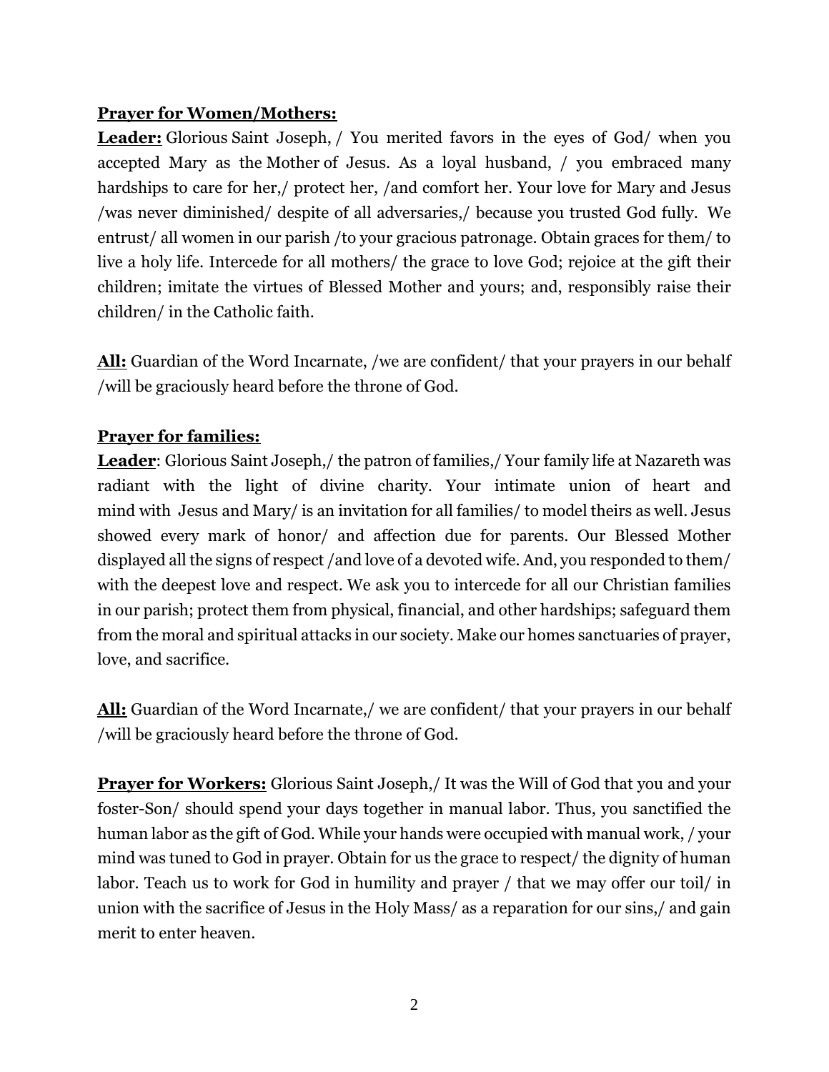**Prayer for Women/Mothers:**

**Leader:** Glorious Saint Joseph, / You merited favors in the eyes of God/ when you accepted Mary as the Mother of Jesus. As a loyal husband, / you embraced many hardships to care for her,/ protect her, /and comfort her. Your love for Mary and Jesus /was never diminished/ despite of all adversaries,/ because you trusted God fully. We entrust/ all women in our parish /to your gracious patronage. Obtain graces for them/ to live a holy life. Intercede for all mothers/ the grace to love God; rejoice at the gift their children; imitate the virtues of Blessed Mother and yours; and, responsibly raise their children/ in the Catholic faith.

**All:** Guardian of the Word Incarnate, /we are confident/ that your prayers in our behalf /will be graciously heard before the throne of God.

**Prayer for families:**

**Leader**: Glorious Saint Joseph,/ the patron of families,/ Your family life at Nazareth was radiant with the light of divine charity. Your intimate union of heart and mind with Jesus and Mary/ is an invitation for all families/ to model theirs as well. Jesus showed every mark of honor/ and affection due for parents. Our Blessed Mother displayed all the signs of respect /and love of a devoted wife. And, you responded to them/ with the deepest love and respect. We ask you to intercede for all our Christian families in our parish; protect them from physical, financial, and other hardships; safeguard them from the moral and spiritual attacks in our society. Make our homes sanctuaries of prayer, love, and sacrifice.

**All:** Guardian of the Word Incarnate,/ we are confident/ that your prayers in our behalf /will be graciously heard before the throne of God.

**Prayer for Workers:** Glorious Saint Joseph,/ It was the Will of God that you and your foster-Son/ should spend your days together in manual labor. Thus, you sanctified the human labor as the gift of God. While your hands were occupied with manual work, / your mind was tuned to God in prayer. Obtain for us the grace to respect/ the dignity of human labor. Teach us to work for God in humility and prayer / that we may offer our toil/ in union with the sacrifice of Jesus in the Holy Mass/ as a reparation for our sins,/ and gain merit to enter heaven.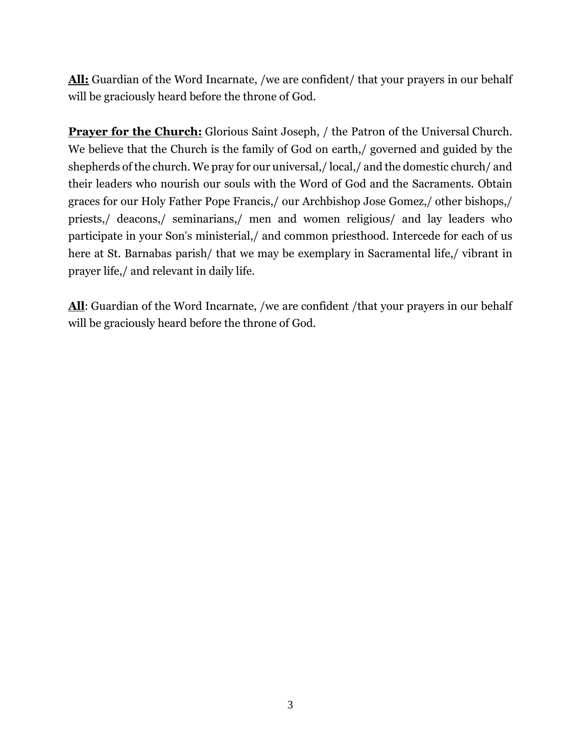**All:** Guardian of the Word Incarnate, /we are confident/ that your prayers in our behalf will be graciously heard before the throne of God.

**Prayer for the Church:** Glorious Saint Joseph, / the Patron of the Universal Church. We believe that the Church is the family of God on earth,/ governed and guided by the shepherds of the church. We pray for our universal,/ local,/ and the domestic church/ and their leaders who nourish our souls with the Word of God and the Sacraments. Obtain graces for our Holy Father Pope Francis,/ our Archbishop Jose Gomez,/ other bishops,/ priests,/ deacons,/ seminarians,/ men and women religious/ and lay leaders who participate in your Son's ministerial,/ and common priesthood. Intercede for each of us here at St. Barnabas parish/ that we may be exemplary in Sacramental life,/ vibrant in prayer life,/ and relevant in daily life.

**All**: Guardian of the Word Incarnate, /we are confident /that your prayers in our behalf will be graciously heard before the throne of God.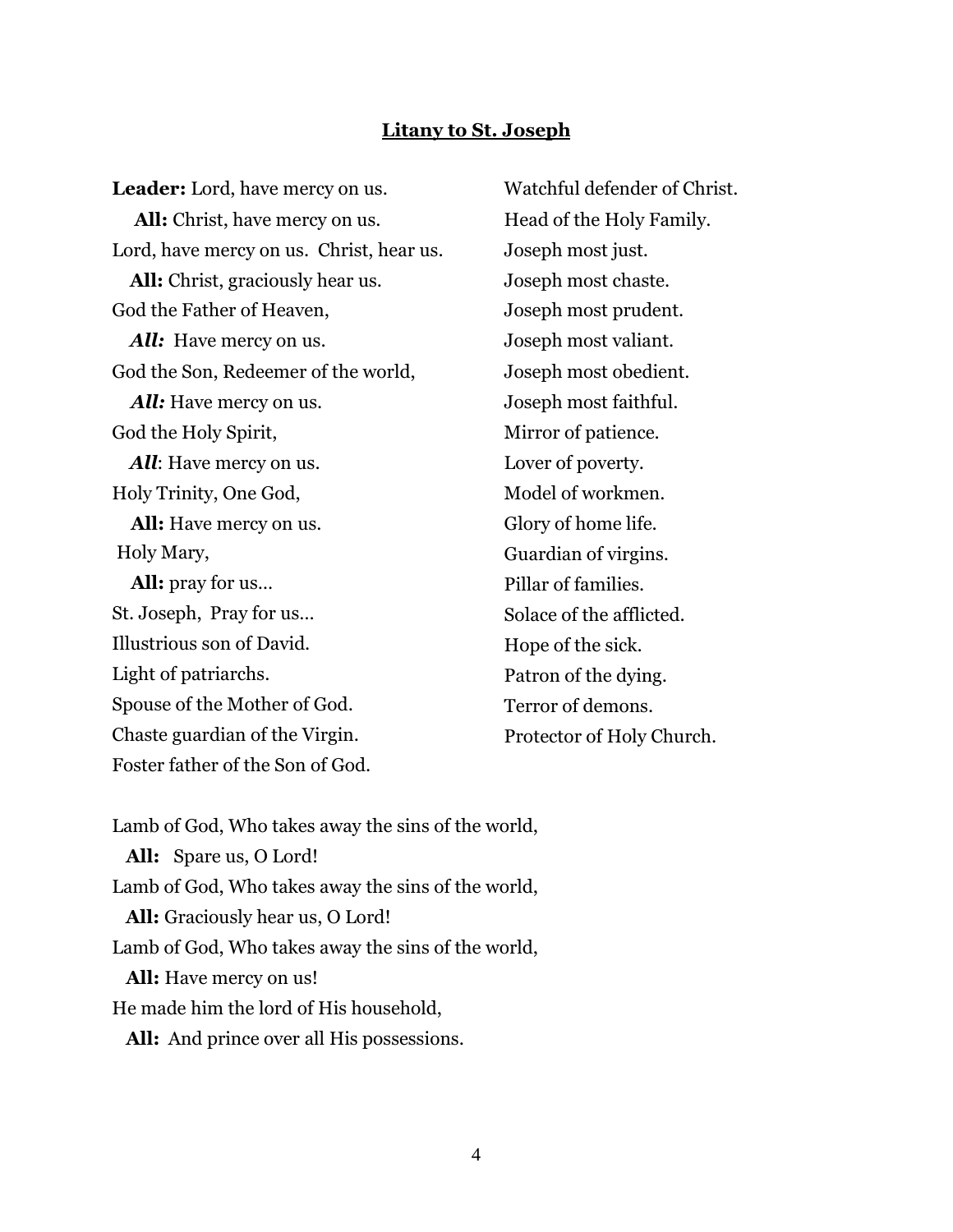## Litany to St. Joseph

**Leader:** Lord, have mercy on us.
**All:** Christ, have mercy on us.
Lord, have mercy on us. Christ, hear us.
**All:** Christ, graciously hear us.
God the Father of Heaven,
***All:*** Have mercy on us.
God the Son, Redeemer of the world,
***All:*** Have mercy on us.
God the Holy Spirit,
***All***: Have mercy on us.
Holy Trinity, One God,
**All:** Have mercy on us.
Holy Mary,
**All:** pray for us…
St. Joseph, Pray for us…
Illustrious son of David.
Light of patriarchs.
Spouse of the Mother of God.
Chaste guardian of the Virgin.
Foster father of the Son of God.
Watchful defender of Christ.
Head of the Holy Family.
Joseph most just.
Joseph most chaste.
Joseph most prudent.
Joseph most valiant.
Joseph most obedient.
Joseph most faithful.
Mirror of patience.
Lover of poverty.
Model of workmen.
Glory of home life.
Guardian of virgins.
Pillar of families.
Solace of the afflicted.
Hope of the sick.
Patron of the dying.
Terror of demons.
Protector of Holy Church.

Lamb of God, Who takes away the sins of the world,
**All:** Spare us, O Lord!
Lamb of God, Who takes away the sins of the world,
**All:** Graciously hear us, O Lord!
Lamb of God, Who takes away the sins of the world,
**All:** Have mercy on us!
He made him the lord of His household,
**All:** And prince over all His possessions.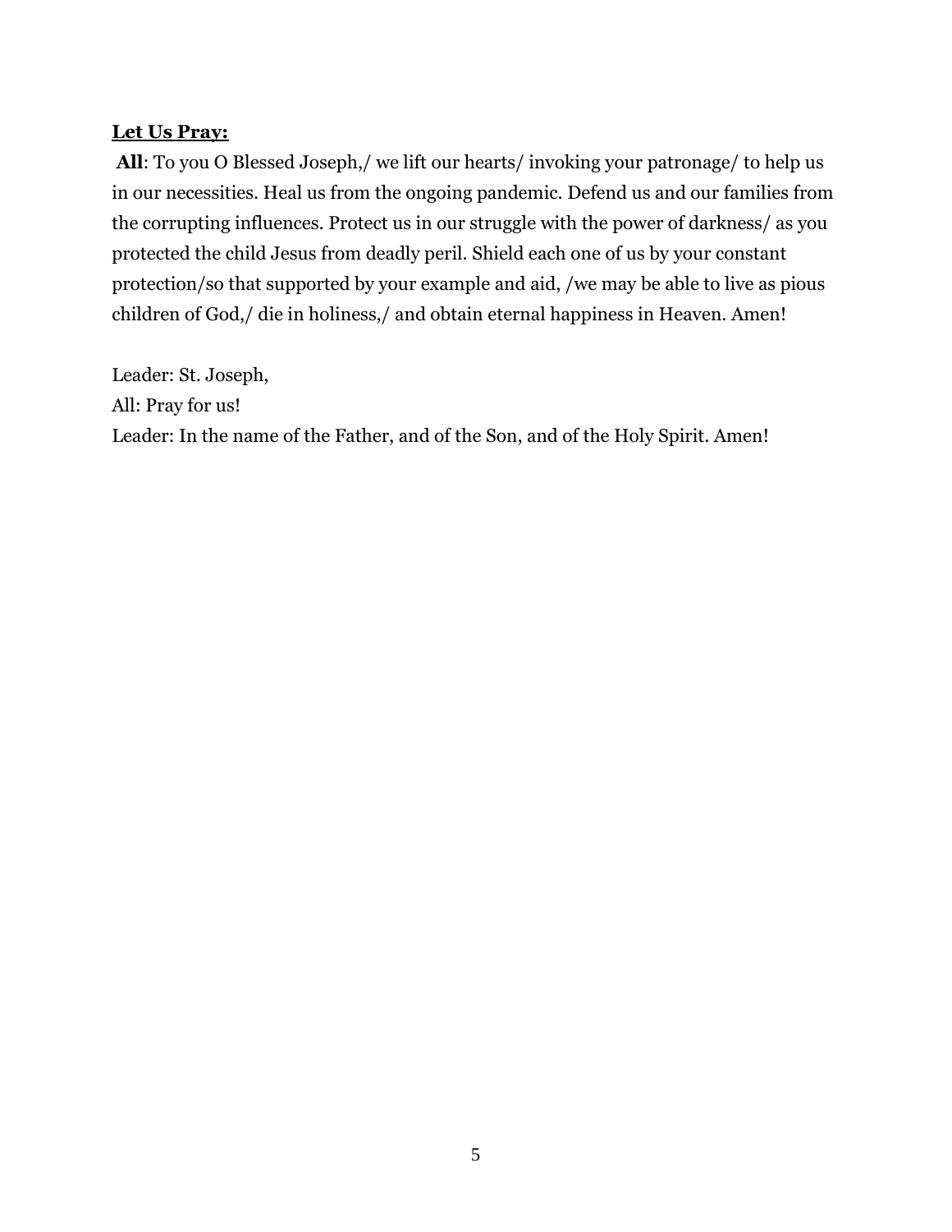**Let Us Pray:**

**All**: To you O Blessed Joseph,/ we lift our hearts/ invoking your patronage/ to help us in our necessities. Heal us from the ongoing pandemic. Defend us and our families from the corrupting influences. Protect us in our struggle with the power of darkness/ as you protected the child Jesus from deadly peril. Shield each one of us by your constant protection/so that supported by your example and aid, /we may be able to live as pious children of God,/ die in holiness,/ and obtain eternal happiness in Heaven. Amen!

Leader: St. Joseph,
All: Pray for us!
Leader: In the name of the Father, and of the Son, and of the Holy Spirit. Amen!